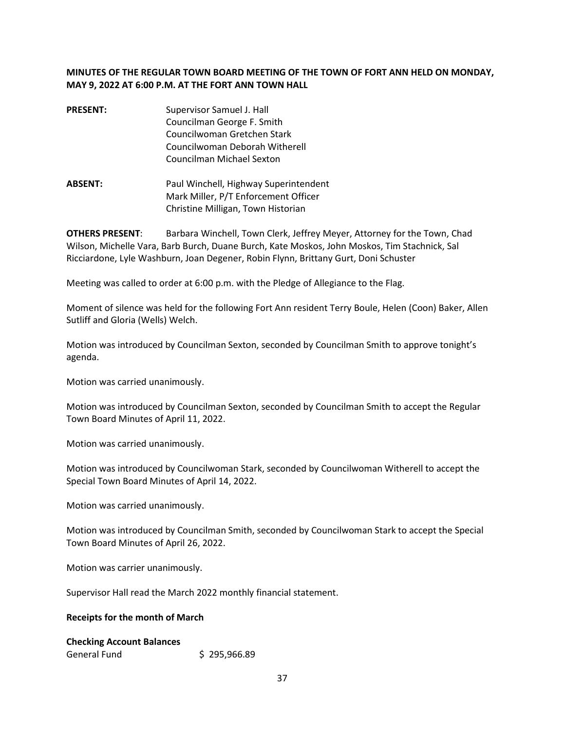**MINUTES OF THE REGULAR TOWN BOARD MEETING OF THE TOWN OF FORT ANN HELD ON MONDAY, MAY 9, 2022 AT 6:00 P.M. AT THE FORT ANN TOWN HALL**

| | |
|---|---|
| **PRESENT:** | Supervisor Samuel J. Hall<br>Councilman George F. Smith<br>Councilwoman Gretchen Stark<br>Councilwoman Deborah Witherell<br>Councilman Michael Sexton |
| **ABSENT:** | Paul Winchell, Highway Superintendent<br>Mark Miller, P/T Enforcement Officer<br>Christine Milligan, Town Historian |

**OTHERS PRESENT**: Barbara Winchell, Town Clerk, Jeffrey Meyer, Attorney for the Town, Chad Wilson, Michelle Vara, Barb Burch, Duane Burch, Kate Moskos, John Moskos, Tim Stachnick, Sal Ricciardone, Lyle Washburn, Joan Degener, Robin Flynn, Brittany Gurt, Doni Schuster

Meeting was called to order at 6:00 p.m. with the Pledge of Allegiance to the Flag.

Moment of silence was held for the following Fort Ann resident Terry Boule, Helen (Coon) Baker, Allen Sutliff and Gloria (Wells) Welch.

Motion was introduced by Councilman Sexton, seconded by Councilman Smith to approve tonight's agenda.

Motion was carried unanimously.

Motion was introduced by Councilman Sexton, seconded by Councilman Smith to accept the Regular Town Board Minutes of April 11, 2022.

Motion was carried unanimously.

Motion was introduced by Councilwoman Stark, seconded by Councilwoman Witherell to accept the Special Town Board Minutes of April 14, 2022.

Motion was carried unanimously.

Motion was introduced by Councilman Smith, seconded by Councilwoman Stark to accept the Special Town Board Minutes of April 26, 2022.

Motion was carrier unanimously.

Supervisor Hall read the March 2022 monthly financial statement.

**Receipts for the month of March**

**Checking Account Balances**

| | |
|---|---|
| General Fund | $ 295,966.89 |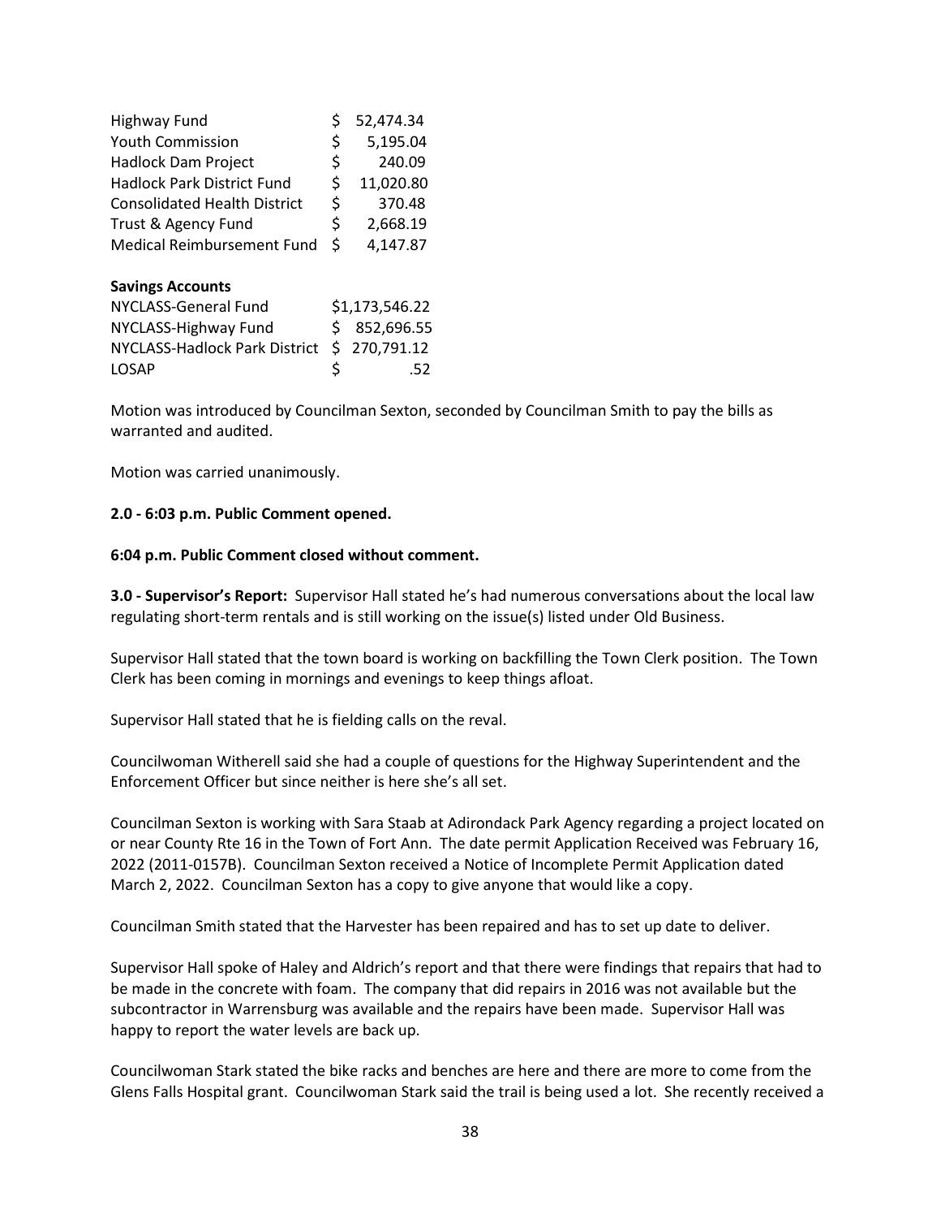| | |
|---|---|
| Highway Fund | $ 52,474.34 |
| Youth Commission | $ 5,195.04 |
| Hadlock Dam Project | $ 240.09 |
| Hadlock Park District Fund | $ 11,020.80 |
| Consolidated Health District | $ 370.48 |
| Trust & Agency Fund | $ 2,668.19 |
| Medical Reimbursement Fund | $ 4,147.87 |

**Savings Accounts**

| | |
|---|---|
| NYCLASS-General Fund | $1,173,546.22 |
| NYCLASS-Highway Fund | $ 852,696.55 |
| NYCLASS-Hadlock Park District | $ 270,791.12 |
| LOSAP | $ .52 |

Motion was introduced by Councilman Sexton, seconded by Councilman Smith to pay the bills as warranted and audited.

Motion was carried unanimously.

**2.0 - 6:03 p.m. Public Comment opened.**

**6:04 p.m. Public Comment closed without comment.**

**3.0 - Supervisor's Report:** Supervisor Hall stated he's had numerous conversations about the local law regulating short-term rentals and is still working on the issue(s) listed under Old Business.

Supervisor Hall stated that the town board is working on backfilling the Town Clerk position. The Town Clerk has been coming in mornings and evenings to keep things afloat.

Supervisor Hall stated that he is fielding calls on the reval.

Councilwoman Witherell said she had a couple of questions for the Highway Superintendent and the Enforcement Officer but since neither is here she's all set.

Councilman Sexton is working with Sara Staab at Adirondack Park Agency regarding a project located on or near County Rte 16 in the Town of Fort Ann. The date permit Application Received was February 16, 2022 (2011-0157B). Councilman Sexton received a Notice of Incomplete Permit Application dated March 2, 2022. Councilman Sexton has a copy to give anyone that would like a copy.

Councilman Smith stated that the Harvester has been repaired and has to set up date to deliver.

Supervisor Hall spoke of Haley and Aldrich's report and that there were findings that repairs that had to be made in the concrete with foam. The company that did repairs in 2016 was not available but the subcontractor in Warrensburg was available and the repairs have been made. Supervisor Hall was happy to report the water levels are back up.

Councilwoman Stark stated the bike racks and benches are here and there are more to come from the Glens Falls Hospital grant. Councilwoman Stark said the trail is being used a lot. She recently received a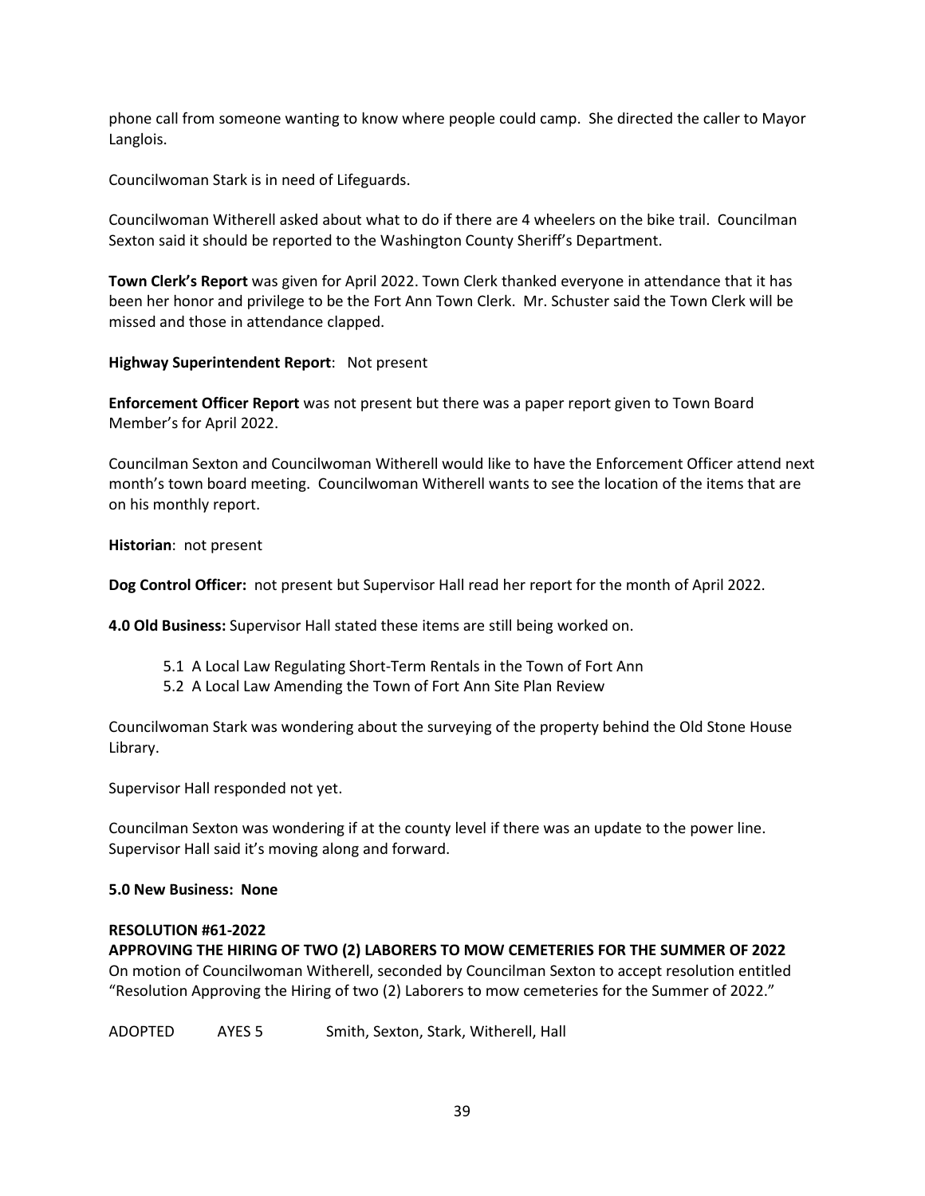phone call from someone wanting to know where people could camp. She directed the caller to Mayor Langlois.

Councilwoman Stark is in need of Lifeguards.

Councilwoman Witherell asked about what to do if there are 4 wheelers on the bike trail. Councilman Sexton said it should be reported to the Washington County Sheriff's Department.

**Town Clerk's Report** was given for April 2022. Town Clerk thanked everyone in attendance that it has been her honor and privilege to be the Fort Ann Town Clerk. Mr. Schuster said the Town Clerk will be missed and those in attendance clapped.

**Highway Superintendent Report**: Not present

**Enforcement Officer Report** was not present but there was a paper report given to Town Board Member's for April 2022.

Councilman Sexton and Councilwoman Witherell would like to have the Enforcement Officer attend next month's town board meeting. Councilwoman Witherell wants to see the location of the items that are on his monthly report.

**Historian**: not present

**Dog Control Officer:** not present but Supervisor Hall read her report for the month of April 2022.

**4.0 Old Business:** Supervisor Hall stated these items are still being worked on.

- 5.1 A Local Law Regulating Short-Term Rentals in the Town of Fort Ann
- 5.2 A Local Law Amending the Town of Fort Ann Site Plan Review

Councilwoman Stark was wondering about the surveying of the property behind the Old Stone House Library.

Supervisor Hall responded not yet.

Councilman Sexton was wondering if at the county level if there was an update to the power line. Supervisor Hall said it's moving along and forward.

**5.0 New Business: None**

**RESOLUTION #61-2022**
**APPROVING THE HIRING OF TWO (2) LABORERS TO MOW CEMETERIES FOR THE SUMMER OF 2022**
On motion of Councilwoman Witherell, seconded by Councilman Sexton to accept resolution entitled "Resolution Approving the Hiring of two (2) Laborers to mow cemeteries for the Summer of 2022."

ADOPTED AYES 5 Smith, Sexton, Stark, Witherell, Hall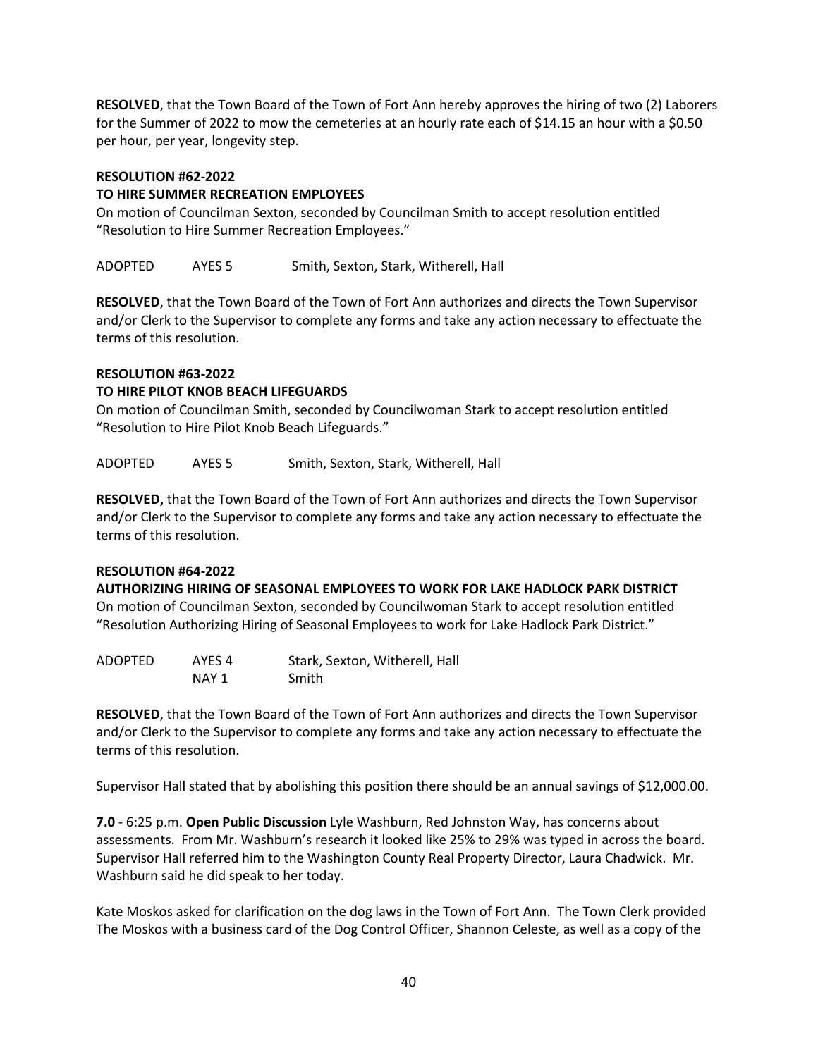**RESOLVED**, that the Town Board of the Town of Fort Ann hereby approves the hiring of two (2) Laborers for the Summer of 2022 to mow the cemeteries at an hourly rate each of $14.15 an hour with a $0.50 per hour, per year, longevity step.

**RESOLUTION #62-2022**
**TO HIRE SUMMER RECREATION EMPLOYEES**
On motion of Councilman Sexton, seconded by Councilman Smith to accept resolution entitled "Resolution to Hire Summer Recreation Employees."

ADOPTED AYES 5 Smith, Sexton, Stark, Witherell, Hall

**RESOLVED**, that the Town Board of the Town of Fort Ann authorizes and directs the Town Supervisor and/or Clerk to the Supervisor to complete any forms and take any action necessary to effectuate the terms of this resolution.

**RESOLUTION #63-2022**
**TO HIRE PILOT KNOB BEACH LIFEGUARDS**
On motion of Councilman Smith, seconded by Councilwoman Stark to accept resolution entitled "Resolution to Hire Pilot Knob Beach Lifeguards."

ADOPTED AYES 5 Smith, Sexton, Stark, Witherell, Hall

**RESOLVED,** that the Town Board of the Town of Fort Ann authorizes and directs the Town Supervisor and/or Clerk to the Supervisor to complete any forms and take any action necessary to effectuate the terms of this resolution.

**RESOLUTION #64-2022**
**AUTHORIZING HIRING OF SEASONAL EMPLOYEES TO WORK FOR LAKE HADLOCK PARK DISTRICT**
On motion of Councilman Sexton, seconded by Councilwoman Stark to accept resolution entitled "Resolution Authorizing Hiring of Seasonal Employees to work for Lake Hadlock Park District."

ADOPTED AYES 4 Stark, Sexton, Witherell, Hall
NAY 1 Smith

**RESOLVED**, that the Town Board of the Town of Fort Ann authorizes and directs the Town Supervisor and/or Clerk to the Supervisor to complete any forms and take any action necessary to effectuate the terms of this resolution.

Supervisor Hall stated that by abolishing this position there should be an annual savings of $12,000.00.

**7.0** - 6:25 p.m. **Open Public Discussion** Lyle Washburn, Red Johnston Way, has concerns about assessments. From Mr. Washburn's research it looked like 25% to 29% was typed in across the board. Supervisor Hall referred him to the Washington County Real Property Director, Laura Chadwick. Mr. Washburn said he did speak to her today.

Kate Moskos asked for clarification on the dog laws in the Town of Fort Ann. The Town Clerk provided The Moskos with a business card of the Dog Control Officer, Shannon Celeste, as well as a copy of the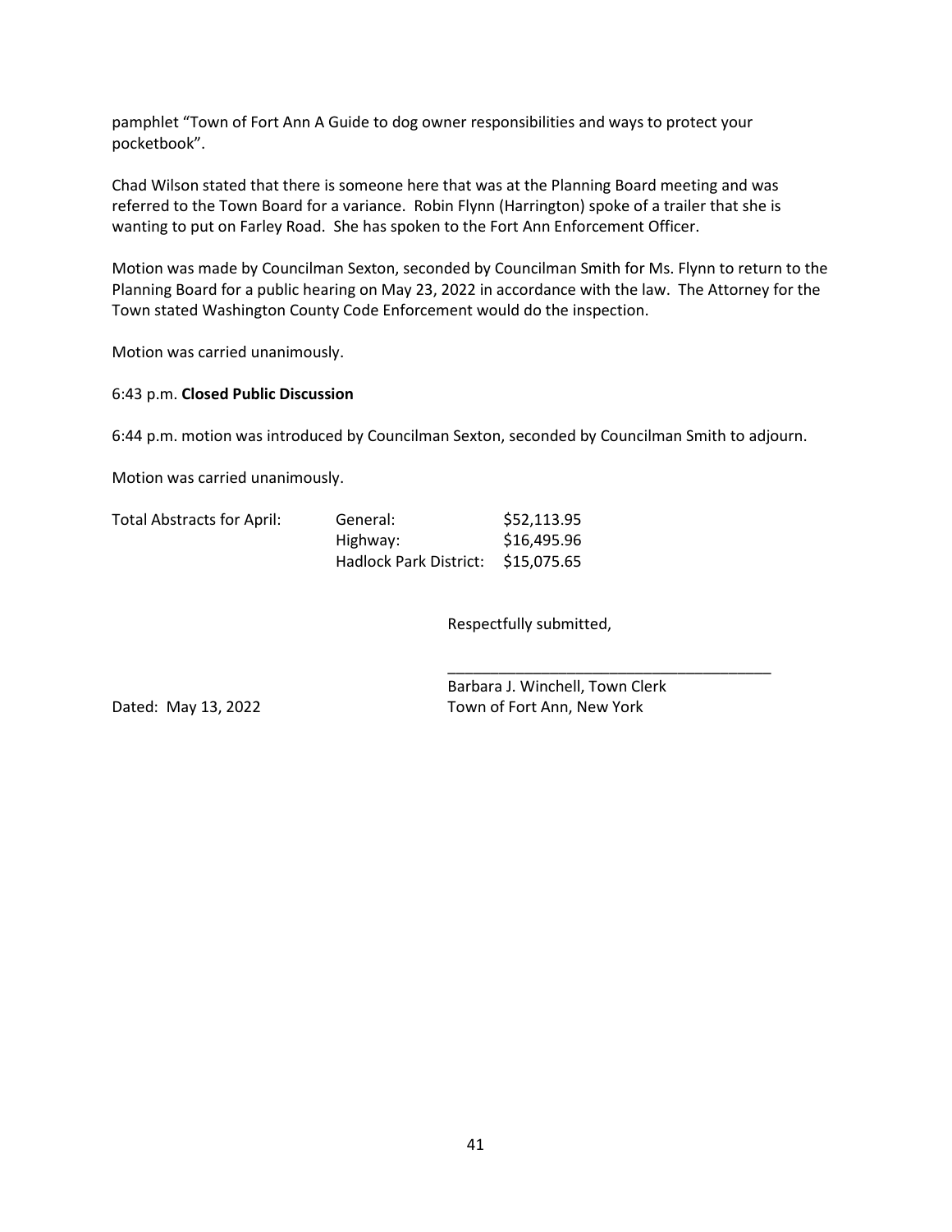pamphlet "Town of Fort Ann A Guide to dog owner responsibilities and ways to protect your pocketbook".

Chad Wilson stated that there is someone here that was at the Planning Board meeting and was referred to the Town Board for a variance. Robin Flynn (Harrington) spoke of a trailer that she is wanting to put on Farley Road. She has spoken to the Fort Ann Enforcement Officer.

Motion was made by Councilman Sexton, seconded by Councilman Smith for Ms. Flynn to return to the Planning Board for a public hearing on May 23, 2022 in accordance with the law. The Attorney for the Town stated Washington County Code Enforcement would do the inspection.

Motion was carried unanimously.

6:43 p.m. **Closed Public Discussion**

6:44 p.m. motion was introduced by Councilman Sexton, seconded by Councilman Smith to adjourn.

Motion was carried unanimously.

| | | |
|---|---|---|
| Total Abstracts for April: | General: | $52,113.95 |
| | Highway: | $16,495.96 |
| | Hadlock Park District: | $15,075.65 |

Respectfully submitted,

_______________________________________

Barbara J. Winchell, Town Clerk
Town of Fort Ann, New York

Dated: May 13, 2022